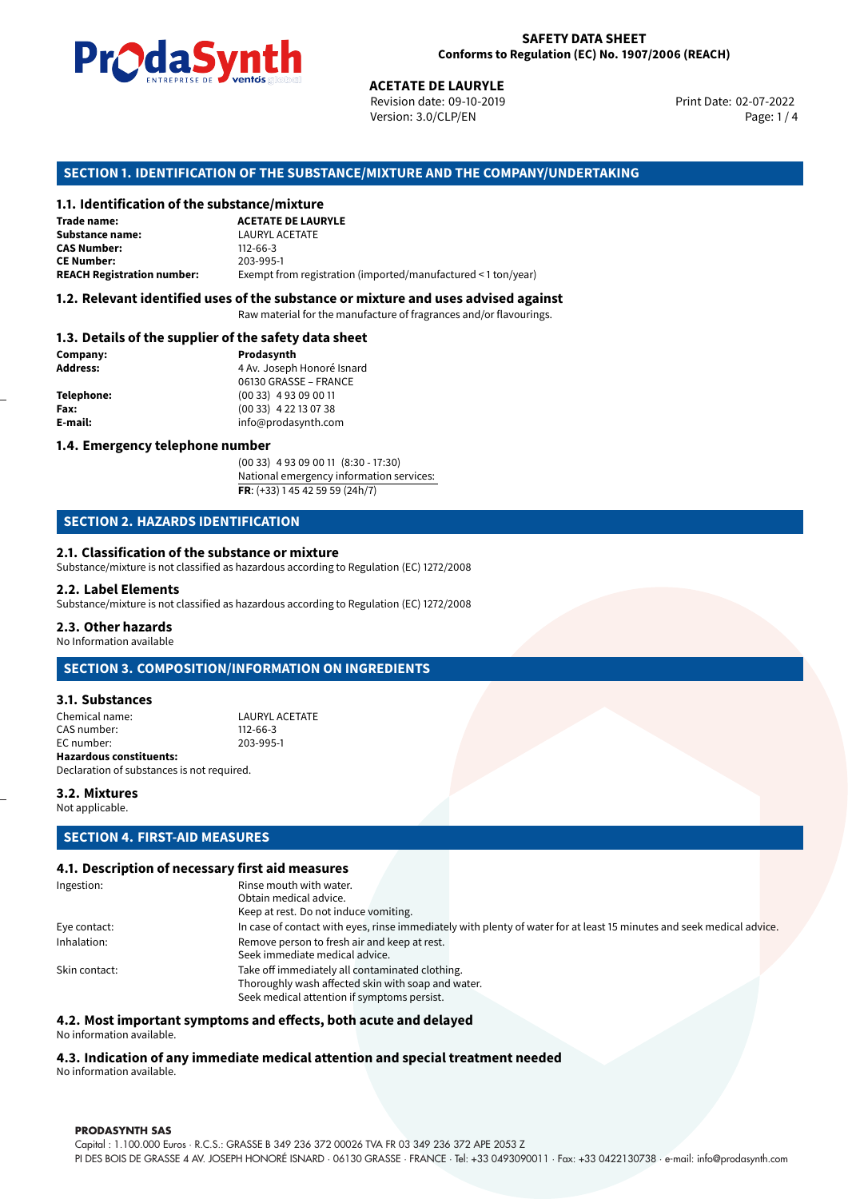**SAFETY DATA SHEET**
**Conforms to Regulation (EC) No. 1907/2006 (REACH)**

**ACETATE DE LAURYLE**
Revision date: 09-10-2019
Version: 3.0/CLP/EN
Print Date: 02-07-2022

## SECTION 1. IDENTIFICATION OF THE SUBSTANCE/MIXTURE AND THE COMPANY/UNDERTAKING

### 1.1. Identification of the substance/mixture

| | |
|---|---|
| **Trade name:** | **ACETATE DE LAURYLE** |
| **Substance name:** | LAURYL ACETATE |
| **CAS Number:** | 112-66-3 |
| **CE Number:** | 203-995-1 |
| **REACH Registration number:** | Exempt from registration (imported/manufactured < 1 ton/year) |

### 1.2. Relevant identified uses of the substance or mixture and uses advised against

Raw material for the manufacture of fragrances and/or flavourings.

### 1.3. Details of the supplier of the safety data sheet

| | |
|---|---|
| **Company:** | **Prodasynth** |
| **Address:** | 4 Av. Joseph Honoré Isnard<br>06130 GRASSE – FRANCE |
| **Telephone:** | (00 33) 4 93 09 00 11 |
| **Fax:** | (00 33) 4 22 13 07 38 |
| **E-mail:** | info@prodasynth.com |

### 1.4. Emergency telephone number

(00 33) 4 93 09 00 11 (8:30 - 17:30)
National emergency information services:
**FR**: (+33) 1 45 42 59 59 (24h/7)

## SECTION 2. HAZARDS IDENTIFICATION

### 2.1. Classification of the substance or mixture

Substance/mixture is not classified as hazardous according to Regulation (EC) 1272/2008

### 2.2. Label Elements

Substance/mixture is not classified as hazardous according to Regulation (EC) 1272/2008

### 2.3. Other hazards

No Information available

## SECTION 3. COMPOSITION/INFORMATION ON INGREDIENTS

### 3.1. Substances

| | |
|---|---|
| Chemical name: | LAURYL ACETATE |
| CAS number: | 112-66-3 |
| EC number: | 203-995-1 |

**Hazardous constituents:**
Declaration of substances is not required.

### 3.2. Mixtures

Not applicable.

## SECTION 4. FIRST-AID MEASURES

### 4.1. Description of necessary first aid measures

| | |
|---|---|
| Ingestion: | Rinse mouth with water.<br>Obtain medical advice.<br>Keep at rest. Do not induce vomiting. |
| Eye contact: | In case of contact with eyes, rinse immediately with plenty of water for at least 15 minutes and seek medical advice. |
| Inhalation: | Remove person to fresh air and keep at rest.<br>Seek immediate medical advice. |
| Skin contact: | Take off immediately all contaminated clothing.<br>Thoroughly wash affected skin with soap and water.<br>Seek medical attention if symptoms persist. |

### 4.2. Most important symptoms and effects, both acute and delayed

No information available.

### 4.3. Indication of any immediate medical attention and special treatment needed

No information available.

**PRODASYNTH SAS**
Capital : 1.100.000 Euros · R.C.S.: GRASSE B 349 236 372 00026 TVA FR 03 349 236 372 APE 2053 Z
PI DES BOIS DE GRASSE 4 AV. JOSEPH HONORÉ ISNARD · 06130 GRASSE · FRANCE · Tel: +33 0493090011 · Fax: +33 0422130738 · e-mail: info@prodasynth.com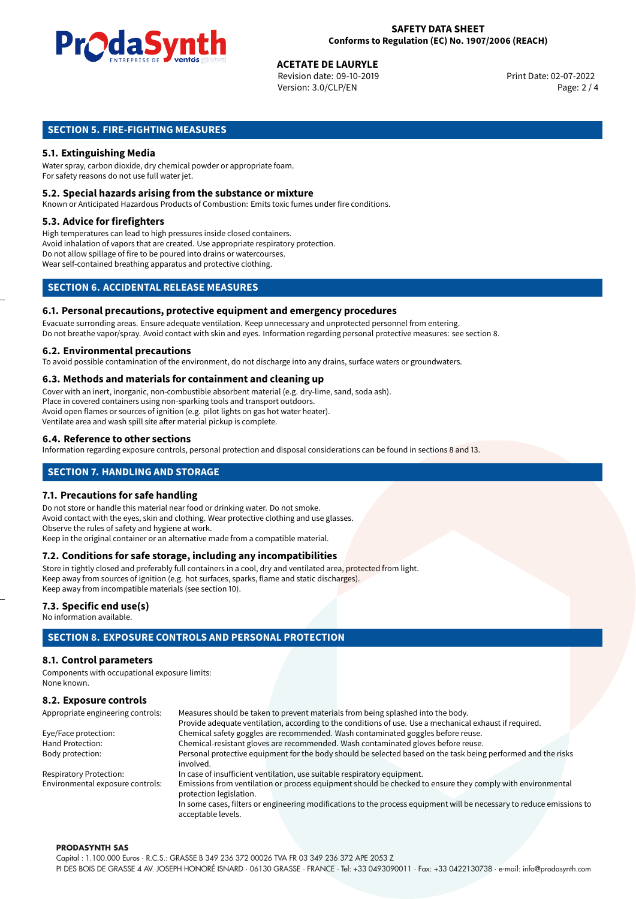## SECTION 5. FIRE-FIGHTING MEASURES

### 5.1. Extinguishing Media

Water spray, carbon dioxide, dry chemical powder or appropriate foam.
For safety reasons do not use full water jet.

### 5.2. Special hazards arising from the substance or mixture

Known or Anticipated Hazardous Products of Combustion: Emits toxic fumes under fire conditions.

### 5.3. Advice for firefighters

High temperatures can lead to high pressures inside closed containers.
Avoid inhalation of vapors that are created. Use appropriate respiratory protection.
Do not allow spillage of fire to be poured into drains or watercourses.
Wear self-contained breathing apparatus and protective clothing.

## SECTION 6. ACCIDENTAL RELEASE MEASURES

### 6.1. Personal precautions, protective equipment and emergency procedures

Evacuate surronding areas. Ensure adequate ventilation. Keep unnecessary and unprotected personnel from entering.
Do not breathe vapor/spray. Avoid contact with skin and eyes. Information regarding personal protective measures: see section 8.

### 6.2. Environmental precautions

To avoid possible contamination of the environment, do not discharge into any drains, surface waters or groundwaters.

### 6.3. Methods and materials for containment and cleaning up

Cover with an inert, inorganic, non-combustible absorbent material (e.g. dry-lime, sand, soda ash).
Place in covered containers using non-sparking tools and transport outdoors.
Avoid open flames or sources of ignition (e.g. pilot lights on gas hot water heater).
Ventilate area and wash spill site after material pickup is complete.

### 6.4. Reference to other sections

Information regarding exposure controls, personal protection and disposal considerations can be found in sections 8 and 13.

## SECTION 7. HANDLING AND STORAGE

### 7.1. Precautions for safe handling

Do not store or handle this material near food or drinking water. Do not smoke.
Avoid contact with the eyes, skin and clothing. Wear protective clothing and use glasses.
Observe the rules of safety and hygiene at work.
Keep in the original container or an alternative made from a compatible material.

### 7.2. Conditions for safe storage, including any incompatibilities

Store in tightly closed and preferably full containers in a cool, dry and ventilated area, protected from light.
Keep away from sources of ignition (e.g. hot surfaces, sparks, flame and static discharges).
Keep away from incompatible materials (see section 10).

### 7.3. Specific end use(s)

No information available.

## SECTION 8. EXPOSURE CONTROLS AND PERSONAL PROTECTION

### 8.1. Control parameters

Components with occupational exposure limits:
None known.

### 8.2. Exposure controls

| | |
|---|---|
| Appropriate engineering controls: | Measures should be taken to prevent materials from being splashed into the body. Provide adequate ventilation, according to the conditions of use. Use a mechanical exhaust if required. |
| Eye/Face protection: | Chemical safety goggles are recommended. Wash contaminated goggles before reuse. |
| Hand Protection: | Chemical-resistant gloves are recommended. Wash contaminated gloves before reuse. |
| Body protection: | Personal protective equipment for the body should be selected based on the task being performed and the risks involved. |
| Respiratory Protection: | In case of insufficient ventilation, use suitable respiratory equipment. |
| Environmental exposure controls: | Emissions from ventilation or process equipment should be checked to ensure they comply with environmental protection legislation. In some cases, filters or engineering modifications to the process equipment will be necessary to reduce emissions to acceptable levels. |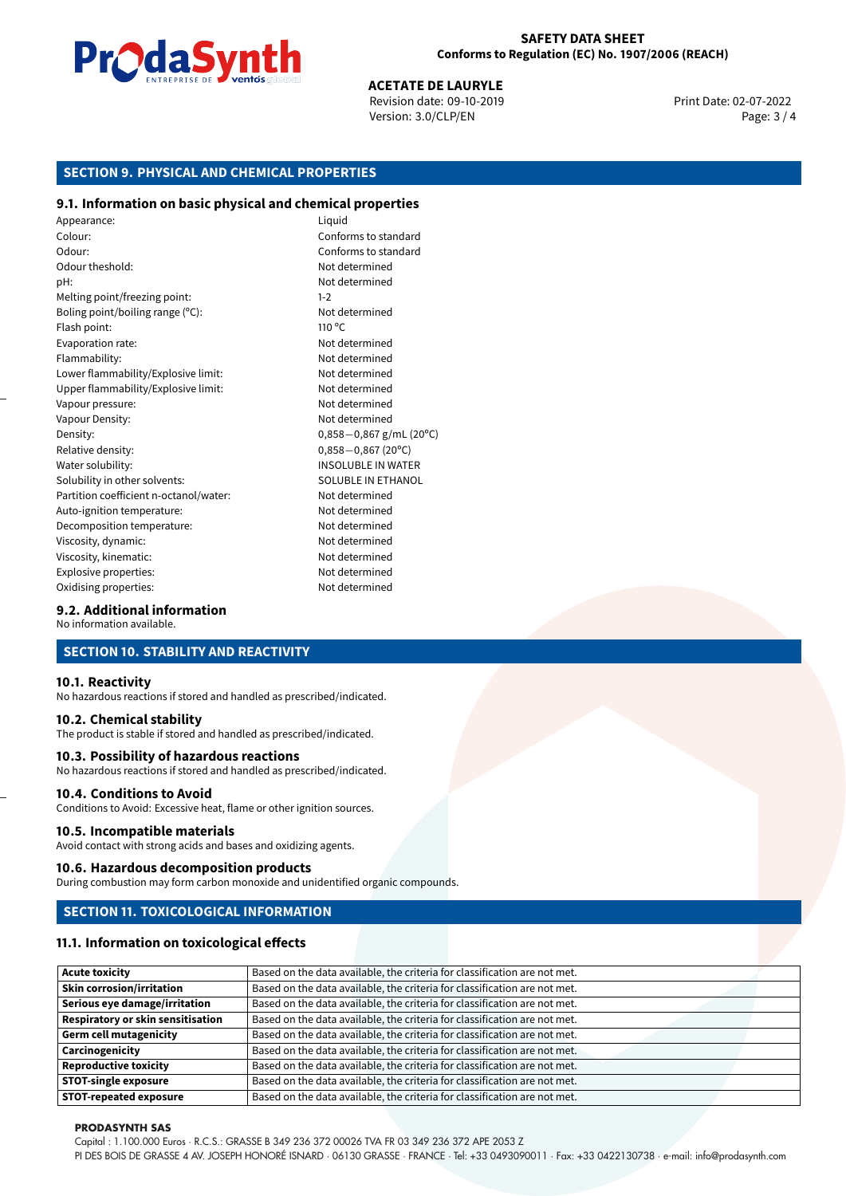## SECTION 9. PHYSICAL AND CHEMICAL PROPERTIES

### 9.1. Information on basic physical and chemical properties

| | |
|---|---|
| Appearance: | Liquid |
| Colour: | Conforms to standard |
| Odour: | Conforms to standard |
| Odour theshold: | Not determined |
| pH: | Not determined |
| Melting point/freezing point: | 1-2 |
| Boling point/boiling range (°C): | Not determined |
| Flash point: | 110 °C |
| Evaporation rate: | Not determined |
| Flammability: | Not determined |
| Lower flammability/Explosive limit: | Not determined |
| Upper flammability/Explosive limit: | Not determined |
| Vapour pressure: | Not determined |
| Vapour Density: | Not determined |
| Density: | 0,858−0,867 g/mL (20°C) |
| Relative density: | 0,858−0,867 (20°C) |
| Water solubility: | INSOLUBLE IN WATER |
| Solubility in other solvents: | SOLUBLE IN ETHANOL |
| Partition coefficient n-octanol/water: | Not determined |
| Auto-ignition temperature: | Not determined |
| Decomposition temperature: | Not determined |
| Viscosity, dynamic: | Not determined |
| Viscosity, kinematic: | Not determined |
| Explosive properties: | Not determined |
| Oxidising properties: | Not determined |

### 9.2. Additional information

No information available.

## SECTION 10. STABILITY AND REACTIVITY

### 10.1. Reactivity

No hazardous reactions if stored and handled as prescribed/indicated.

### 10.2. Chemical stability

The product is stable if stored and handled as prescribed/indicated.

### 10.3. Possibility of hazardous reactions

No hazardous reactions if stored and handled as prescribed/indicated.

### 10.4. Conditions to Avoid

Conditions to Avoid: Excessive heat, flame or other ignition sources.

### 10.5. Incompatible materials

Avoid contact with strong acids and bases and oxidizing agents.

### 10.6. Hazardous decomposition products

During combustion may form carbon monoxide and unidentified organic compounds.

## SECTION 11. TOXICOLOGICAL INFORMATION

### 11.1. Information on toxicological effects

| | |
|---|---|
| **Acute toxicity** | Based on the data available, the criteria for classification are not met. |
| **Skin corrosion/irritation** | Based on the data available, the criteria for classification are not met. |
| **Serious eye damage/irritation** | Based on the data available, the criteria for classification are not met. |
| **Respiratory or skin sensitisation** | Based on the data available, the criteria for classification are not met. |
| **Germ cell mutagenicity** | Based on the data available, the criteria for classification are not met. |
| **Carcinogenicity** | Based on the data available, the criteria for classification are not met. |
| **Reproductive toxicity** | Based on the data available, the criteria for classification are not met. |
| **STOT-single exposure** | Based on the data available, the criteria for classification are not met. |
| **STOT-repeated exposure** | Based on the data available, the criteria for classification are not met. |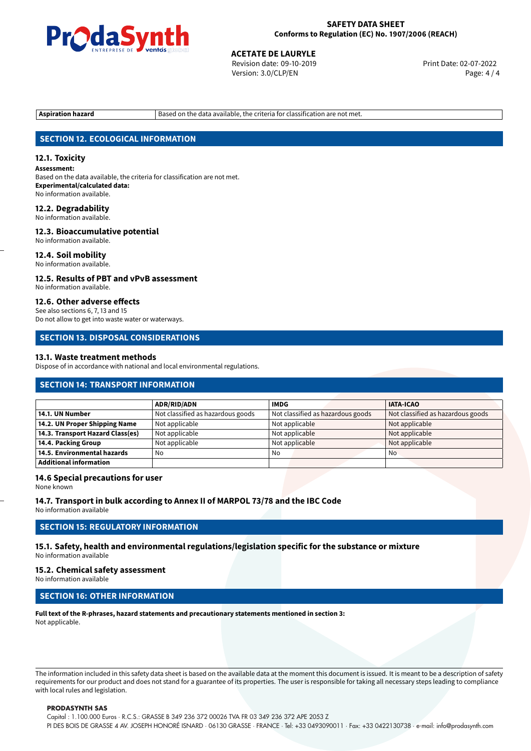| | |
|---|---|
| **Aspiration hazard** | Based on the data available, the criteria for classification are not met. |

## SECTION 12. ECOLOGICAL INFORMATION

### 12.1. Toxicity

**Assessment:**
Based on the data available, the criteria for classification are not met.
**Experimental/calculated data:**
No information available.

### 12.2. Degradability

No information available.

### 12.3. Bioaccumulative potential

No information available.

### 12.4. Soil mobility

No information available.

### 12.5. Results of PBT and vPvB assessment

No information available.

### 12.6. Other adverse effects

See also sections 6, 7, 13 and 15
Do not allow to get into waste water or waterways.

## SECTION 13. DISPOSAL CONSIDERATIONS

### 13.1. Waste treatment methods

Dispose of in accordance with national and local environmental regulations.

## SECTION 14: TRANSPORT INFORMATION

| | ADR/RID/ADN | IMDG | IATA-ICAO |
|---|---|---|---|
| **14.1. UN Number** | Not classified as hazardous goods | Not classified as hazardous goods | Not classified as hazardous goods |
| **14.2. UN Proper Shipping Name** | Not applicable | Not applicable | Not applicable |
| **14.3. Transport Hazard Class(es)** | Not applicable | Not applicable | Not applicable |
| **14.4. Packing Group** | Not applicable | Not applicable | Not applicable |
| **14.5. Environmental hazards** | No | No | No |
| **Additional information** | | | |

### 14.6 Special precautions for user

None known

### 14.7. Transport in bulk according to Annex II of MARPOL 73/78 and the IBC Code

No information available

## SECTION 15: REGULATORY INFORMATION

### 15.1. Safety, health and environmental regulations/legislation specific for the substance or mixture

No information available

### 15.2. Chemical safety assessment

No information available

## SECTION 16: OTHER INFORMATION

**Full text of the R-phrases, hazard statements and precautionary statements mentioned in section 3:**
Not applicable.

The information included in this safety data sheet is based on the available data at the moment this document is issued. It is meant to be a description of safety requirements for our product and does not stand for a guarantee of its properties. The user is responsible for taking all necessary steps leading to compliance with local rules and legislation.

**PRODASYNTH SAS**
Capital : 1.100.000 Euros · R.C.S.: GRASSE B 349 236 372 00026 TVA FR 03 349 236 372 APE 2053 Z
PI DES BOIS DE GRASSE 4 AV. JOSEPH HONORÉ ISNARD · 06130 GRASSE · FRANCE · Tel: +33 0493090011 · Fax: +33 0422130738 · e-mail: info@prodasynth.com